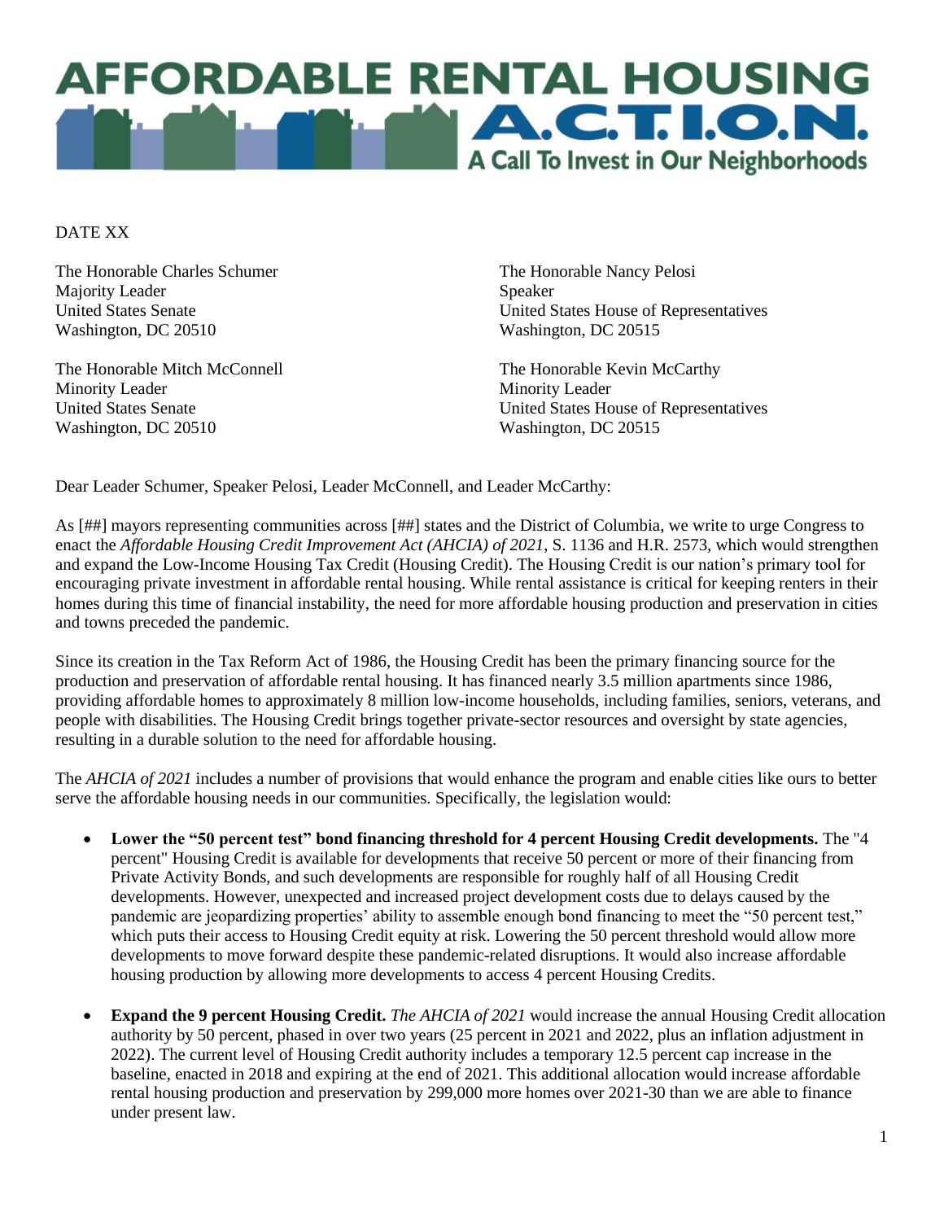# AFFORDABLE RENTAL HOUSING A.C.T.I.O.N.

A Call To Invest in Our Neighborhoods

DATE XX

The Honorable Charles Schumer
Majority Leader
United States Senate
Washington, DC 20510

The Honorable Nancy Pelosi
Speaker
United States House of Representatives
Washington, DC 20515

The Honorable Mitch McConnell
Minority Leader
United States Senate
Washington, DC 20510

The Honorable Kevin McCarthy
Minority Leader
United States House of Representatives
Washington, DC 20515

Dear Leader Schumer, Speaker Pelosi, Leader McConnell, and Leader McCarthy:

As [##] mayors representing communities across [##] states and the District of Columbia, we write to urge Congress to enact the *Affordable Housing Credit Improvement Act (AHCIA) of 2021*, S. 1136 and H.R. 2573, which would strengthen and expand the Low-Income Housing Tax Credit (Housing Credit). The Housing Credit is our nation's primary tool for encouraging private investment in affordable rental housing. While rental assistance is critical for keeping renters in their homes during this time of financial instability, the need for more affordable housing production and preservation in cities and towns preceded the pandemic.

Since its creation in the Tax Reform Act of 1986, the Housing Credit has been the primary financing source for the production and preservation of affordable rental housing. It has financed nearly 3.5 million apartments since 1986, providing affordable homes to approximately 8 million low-income households, including families, seniors, veterans, and people with disabilities. The Housing Credit brings together private-sector resources and oversight by state agencies, resulting in a durable solution to the need for affordable housing.

The *AHCIA of 2021* includes a number of provisions that would enhance the program and enable cities like ours to better serve the affordable housing needs in our communities. Specifically, the legislation would:

- **Lower the "50 percent test" bond financing threshold for 4 percent Housing Credit developments.** The "4 percent" Housing Credit is available for developments that receive 50 percent or more of their financing from Private Activity Bonds, and such developments are responsible for roughly half of all Housing Credit developments. However, unexpected and increased project development costs due to delays caused by the pandemic are jeopardizing properties' ability to assemble enough bond financing to meet the "50 percent test," which puts their access to Housing Credit equity at risk. Lowering the 50 percent threshold would allow more developments to move forward despite these pandemic-related disruptions. It would also increase affordable housing production by allowing more developments to access 4 percent Housing Credits.

- **Expand the 9 percent Housing Credit.** *The AHCIA of 2021* would increase the annual Housing Credit allocation authority by 50 percent, phased in over two years (25 percent in 2021 and 2022, plus an inflation adjustment in 2022). The current level of Housing Credit authority includes a temporary 12.5 percent cap increase in the baseline, enacted in 2018 and expiring at the end of 2021. This additional allocation would increase affordable rental housing production and preservation by 299,000 more homes over 2021-30 than we are able to finance under present law.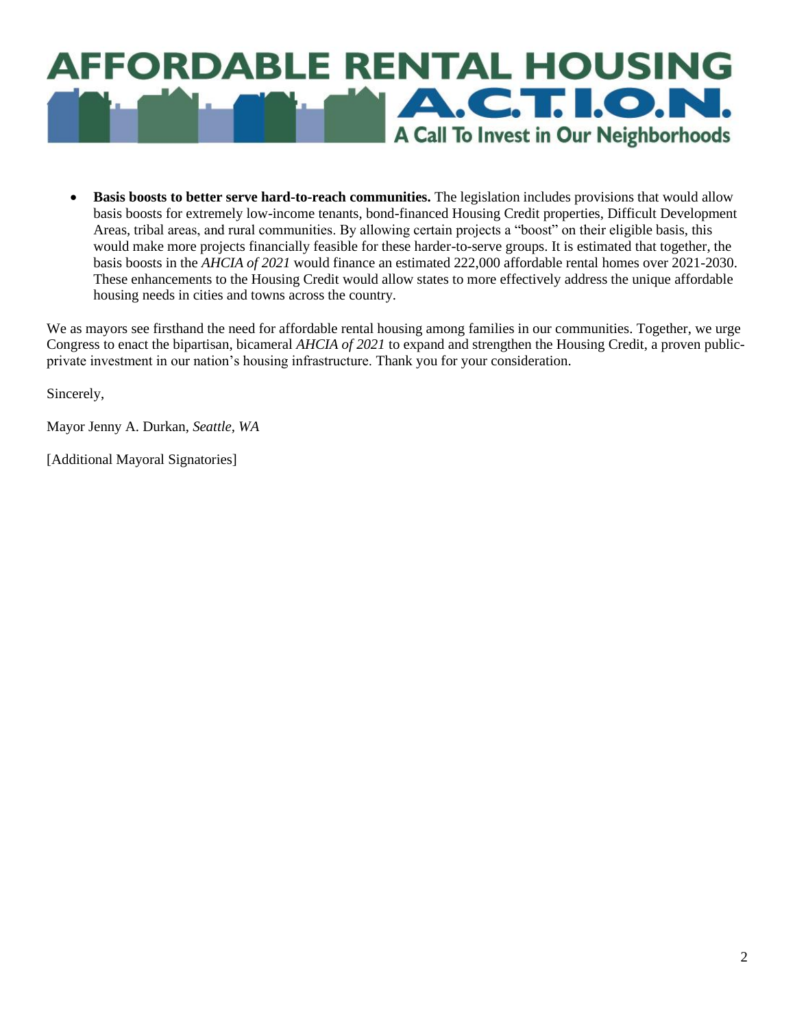# AFFORDABLE RENTAL HOUSING A.C.T.I.O.N.

A Call To Invest in Our Neighborhoods

- **Basis boosts to better serve hard-to-reach communities.** The legislation includes provisions that would allow basis boosts for extremely low-income tenants, bond-financed Housing Credit properties, Difficult Development Areas, tribal areas, and rural communities. By allowing certain projects a "boost" on their eligible basis, this would make more projects financially feasible for these harder-to-serve groups. It is estimated that together, the basis boosts in the *AHCIA of 2021* would finance an estimated 222,000 affordable rental homes over 2021-2030. These enhancements to the Housing Credit would allow states to more effectively address the unique affordable housing needs in cities and towns across the country.

We as mayors see firsthand the need for affordable rental housing among families in our communities. Together, we urge Congress to enact the bipartisan, bicameral *AHCIA of 2021* to expand and strengthen the Housing Credit, a proven public-private investment in our nation's housing infrastructure. Thank you for your consideration.

Sincerely,

Mayor Jenny A. Durkan, *Seattle, WA*

[Additional Mayoral Signatories]